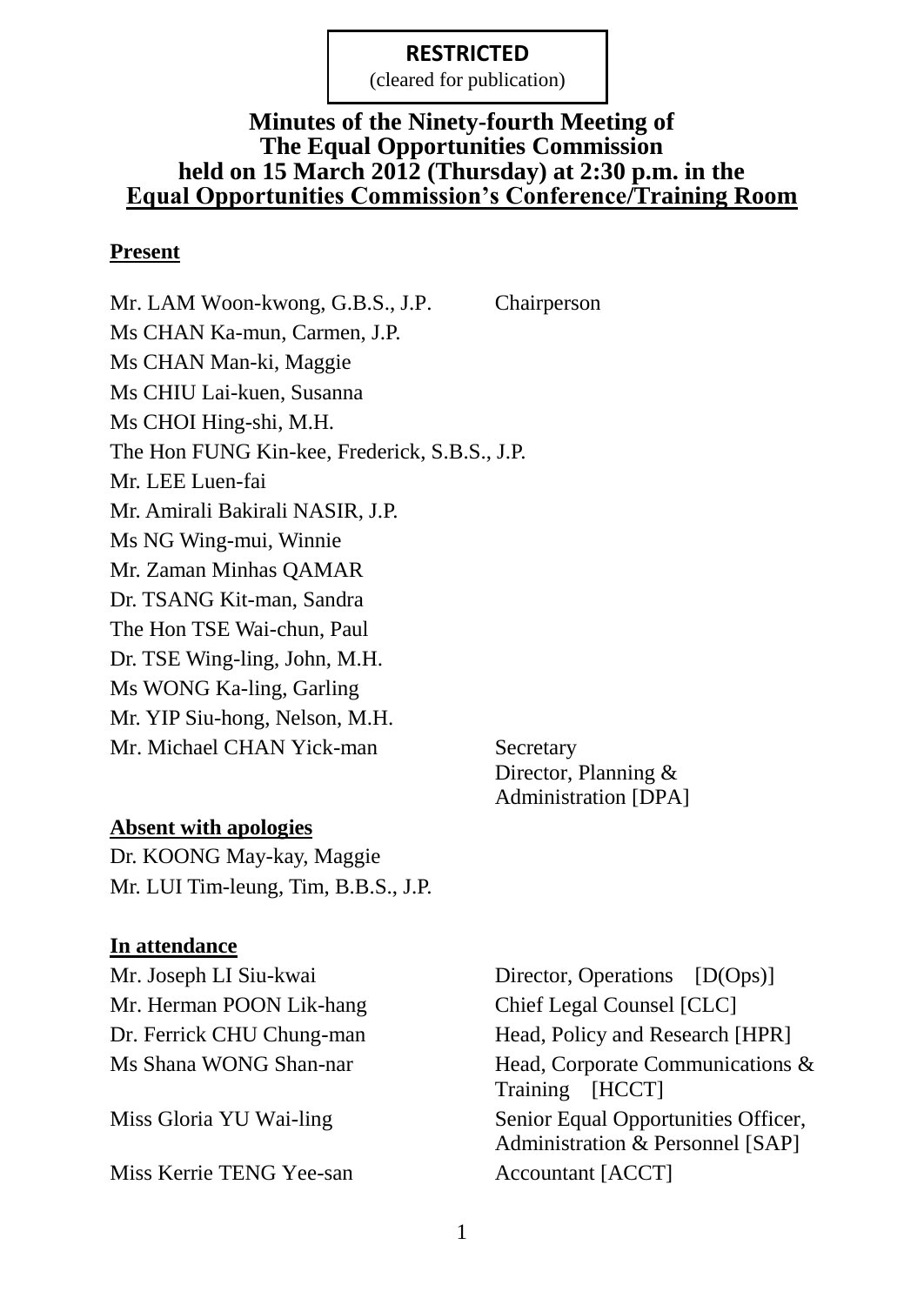**RESTRICTED**
(cleared for publication)

# Minutes of the Ninety-fourth Meeting of The Equal Opportunities Commission held on 15 March 2012 (Thursday) at 2:30 p.m. in the Equal Opportunities Commission's Conference/Training Room

## Present

| | |
|---|---|
| Mr. LAM Woon-kwong, G.B.S., J.P. | Chairperson |
| Ms CHAN Ka-mun, Carmen, J.P. | |
| Ms CHAN Man-ki, Maggie | |
| Ms CHIU Lai-kuen, Susanna | |
| Ms CHOI Hing-shi, M.H. | |
| The Hon FUNG Kin-kee, Frederick, S.B.S., J.P. | |
| Mr. LEE Luen-fai | |
| Mr. Amirali Bakirali NASIR, J.P. | |
| Ms NG Wing-mui, Winnie | |
| Mr. Zaman Minhas QAMAR | |
| Dr. TSANG Kit-man, Sandra | |
| The Hon TSE Wai-chun, Paul | |
| Dr. TSE Wing-ling, John, M.H. | |
| Ms WONG Ka-ling, Garling | |
| Mr. YIP Siu-hong, Nelson, M.H. | |
| Mr. Michael CHAN Yick-man | Secretary<br>Director, Planning & Administration [DPA] |

## Absent with apologies

Dr. KOONG May-kay, Maggie
Mr. LUI Tim-leung, Tim, B.B.S., J.P.

## In attendance

| | |
|---|---|
| Mr. Joseph LI Siu-kwai | Director, Operations [D(Ops)] |
| Mr. Herman POON Lik-hang | Chief Legal Counsel [CLC] |
| Dr. Ferrick CHU Chung-man | Head, Policy and Research [HPR] |
| Ms Shana WONG Shan-nar | Head, Corporate Communications & Training [HCCT] |
| Miss Gloria YU Wai-ling | Senior Equal Opportunities Officer, Administration & Personnel [SAP] |
| Miss Kerrie TENG Yee-san | Accountant [ACCT] |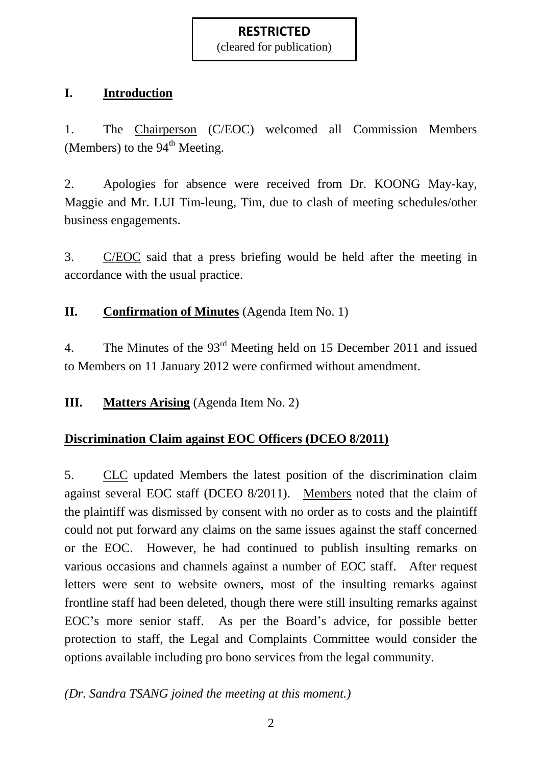**RESTRICTED**
(cleared for publication)

## I. Introduction

1. The Chairperson (C/EOC) welcomed all Commission Members (Members) to the 94th Meeting.

2. Apologies for absence were received from Dr. KOONG May-kay, Maggie and Mr. LUI Tim-leung, Tim, due to clash of meeting schedules/other business engagements.

3. C/EOC said that a press briefing would be held after the meeting in accordance with the usual practice.

## II. Confirmation of Minutes (Agenda Item No. 1)

4. The Minutes of the 93rd Meeting held on 15 December 2011 and issued to Members on 11 January 2012 were confirmed without amendment.

## III. Matters Arising (Agenda Item No. 2)

### Discrimination Claim against EOC Officers (DCEO 8/2011)

5. CLC updated Members the latest position of the discrimination claim against several EOC staff (DCEO 8/2011). Members noted that the claim of the plaintiff was dismissed by consent with no order as to costs and the plaintiff could not put forward any claims on the same issues against the staff concerned or the EOC. However, he had continued to publish insulting remarks on various occasions and channels against a number of EOC staff. After request letters were sent to website owners, most of the insulting remarks against frontline staff had been deleted, though there were still insulting remarks against EOC's more senior staff. As per the Board's advice, for possible better protection to staff, the Legal and Complaints Committee would consider the options available including pro bono services from the legal community.

*(Dr. Sandra TSANG joined the meeting at this moment.)*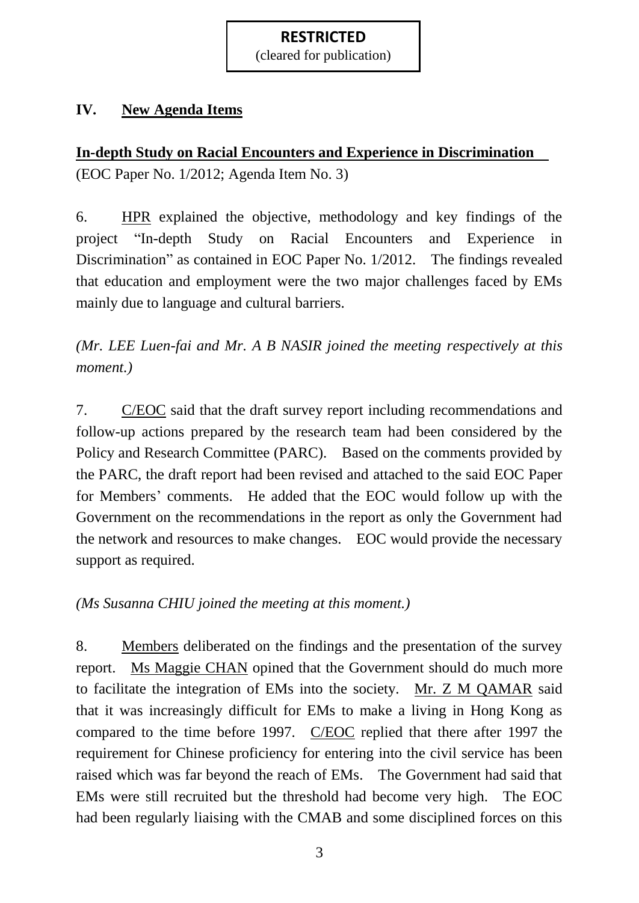**RESTRICTED**
(cleared for publication)

## IV. New Agenda Items

**In-depth Study on Racial Encounters and Experience in Discrimination**
(EOC Paper No. 1/2012; Agenda Item No. 3)

6. HPR explained the objective, methodology and key findings of the project "In-depth Study on Racial Encounters and Experience in Discrimination" as contained in EOC Paper No. 1/2012. The findings revealed that education and employment were the two major challenges faced by EMs mainly due to language and cultural barriers.

*(Mr. LEE Luen-fai and Mr. A B NASIR joined the meeting respectively at this moment.)*

7. C/EOC said that the draft survey report including recommendations and follow-up actions prepared by the research team had been considered by the Policy and Research Committee (PARC). Based on the comments provided by the PARC, the draft report had been revised and attached to the said EOC Paper for Members' comments. He added that the EOC would follow up with the Government on the recommendations in the report as only the Government had the network and resources to make changes. EOC would provide the necessary support as required.

*(Ms Susanna CHIU joined the meeting at this moment.)*

8. Members deliberated on the findings and the presentation of the survey report. Ms Maggie CHAN opined that the Government should do much more to facilitate the integration of EMs into the society. Mr. Z M QAMAR said that it was increasingly difficult for EMs to make a living in Hong Kong as compared to the time before 1997. C/EOC replied that there after 1997 the requirement for Chinese proficiency for entering into the civil service has been raised which was far beyond the reach of EMs. The Government had said that EMs were still recruited but the threshold had become very high. The EOC had been regularly liaising with the CMAB and some disciplined forces on this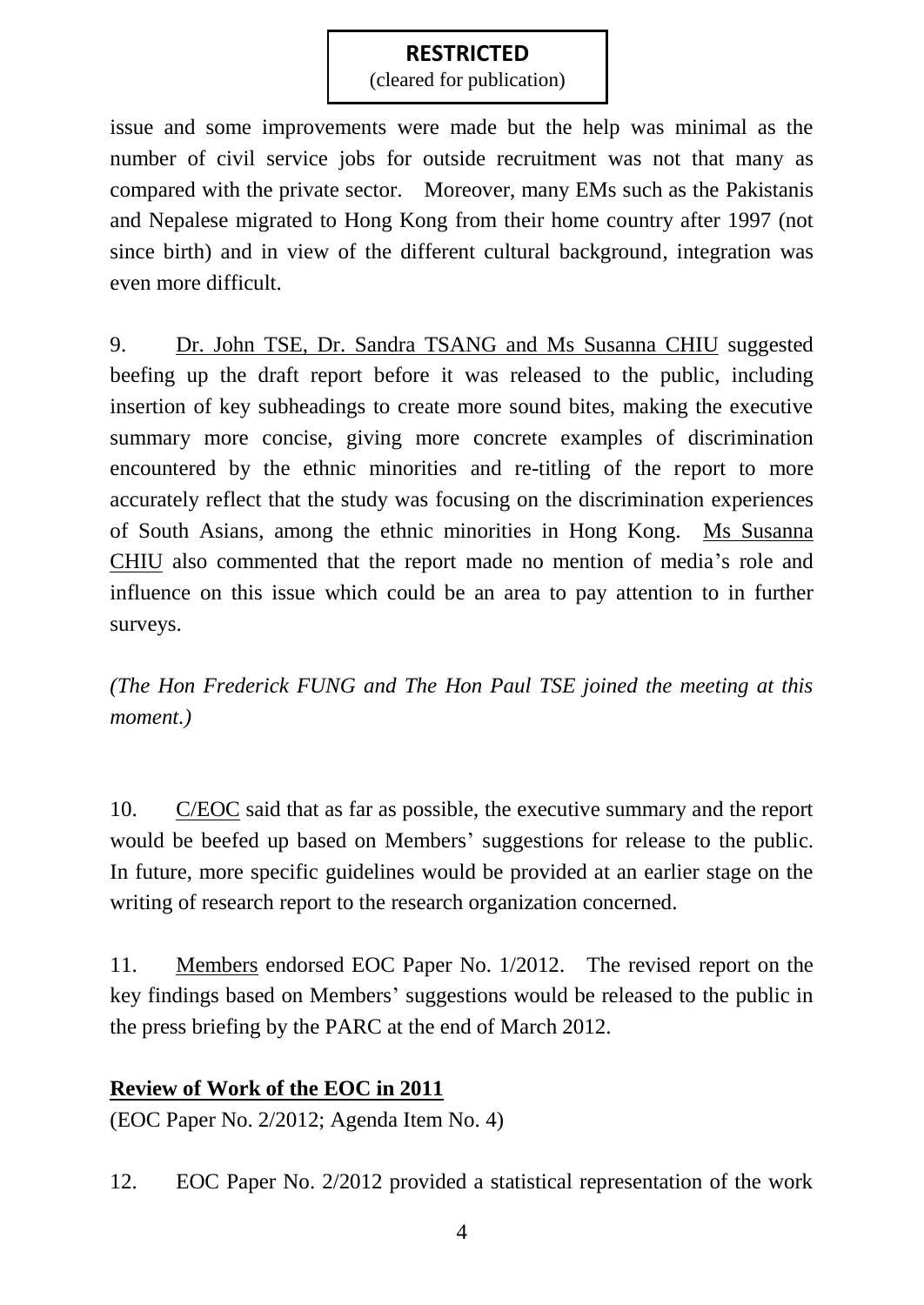issue and some improvements were made but the help was minimal as the number of civil service jobs for outside recruitment was not that many as compared with the private sector. Moreover, many EMs such as the Pakistanis and Nepalese migrated to Hong Kong from their home country after 1997 (not since birth) and in view of the different cultural background, integration was even more difficult.

9. Dr. John TSE, Dr. Sandra TSANG and Ms Susanna CHIU suggested beefing up the draft report before it was released to the public, including insertion of key subheadings to create more sound bites, making the executive summary more concise, giving more concrete examples of discrimination encountered by the ethnic minorities and re-titling of the report to more accurately reflect that the study was focusing on the discrimination experiences of South Asians, among the ethnic minorities in Hong Kong. Ms Susanna CHIU also commented that the report made no mention of media's role and influence on this issue which could be an area to pay attention to in further surveys.

*(The Hon Frederick FUNG and The Hon Paul TSE joined the meeting at this moment.)*

10. C/EOC said that as far as possible, the executive summary and the report would be beefed up based on Members' suggestions for release to the public. In future, more specific guidelines would be provided at an earlier stage on the writing of research report to the research organization concerned.

11. Members endorsed EOC Paper No. 1/2012. The revised report on the key findings based on Members' suggestions would be released to the public in the press briefing by the PARC at the end of March 2012.

**Review of Work of the EOC in 2011**

(EOC Paper No. 2/2012; Agenda Item No. 4)

12. EOC Paper No. 2/2012 provided a statistical representation of the work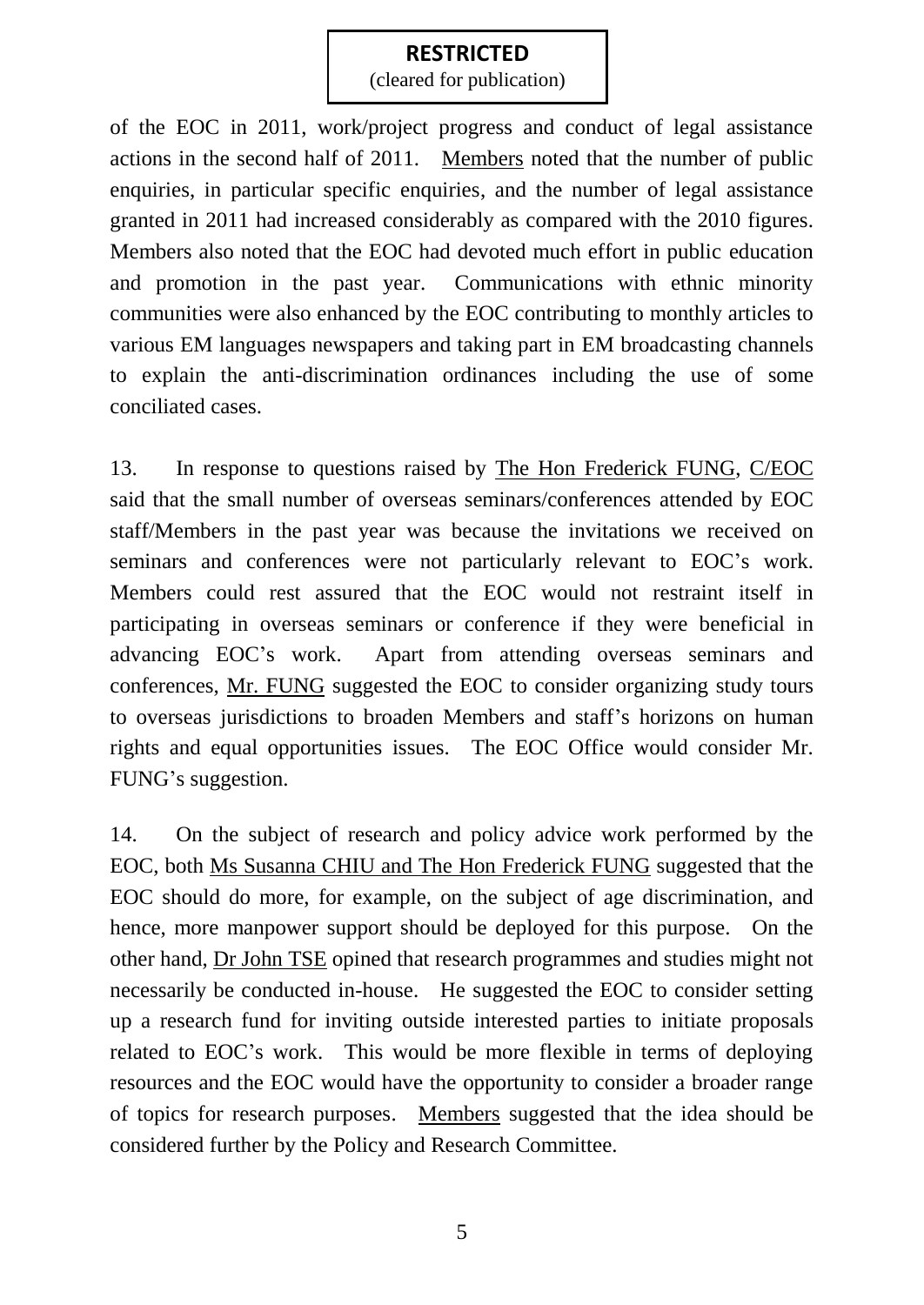**RESTRICTED**
(cleared for publication)

of the EOC in 2011, work/project progress and conduct of legal assistance actions in the second half of 2011. Members noted that the number of public enquiries, in particular specific enquiries, and the number of legal assistance granted in 2011 had increased considerably as compared with the 2010 figures. Members also noted that the EOC had devoted much effort in public education and promotion in the past year. Communications with ethnic minority communities were also enhanced by the EOC contributing to monthly articles to various EM languages newspapers and taking part in EM broadcasting channels to explain the anti-discrimination ordinances including the use of some conciliated cases.

13. In response to questions raised by The Hon Frederick FUNG, C/EOC said that the small number of overseas seminars/conferences attended by EOC staff/Members in the past year was because the invitations we received on seminars and conferences were not particularly relevant to EOC's work. Members could rest assured that the EOC would not restraint itself in participating in overseas seminars or conference if they were beneficial in advancing EOC's work. Apart from attending overseas seminars and conferences, Mr. FUNG suggested the EOC to consider organizing study tours to overseas jurisdictions to broaden Members and staff's horizons on human rights and equal opportunities issues. The EOC Office would consider Mr. FUNG's suggestion.

14. On the subject of research and policy advice work performed by the EOC, both Ms Susanna CHIU and The Hon Frederick FUNG suggested that the EOC should do more, for example, on the subject of age discrimination, and hence, more manpower support should be deployed for this purpose. On the other hand, Dr John TSE opined that research programmes and studies might not necessarily be conducted in-house. He suggested the EOC to consider setting up a research fund for inviting outside interested parties to initiate proposals related to EOC's work. This would be more flexible in terms of deploying resources and the EOC would have the opportunity to consider a broader range of topics for research purposes. Members suggested that the idea should be considered further by the Policy and Research Committee.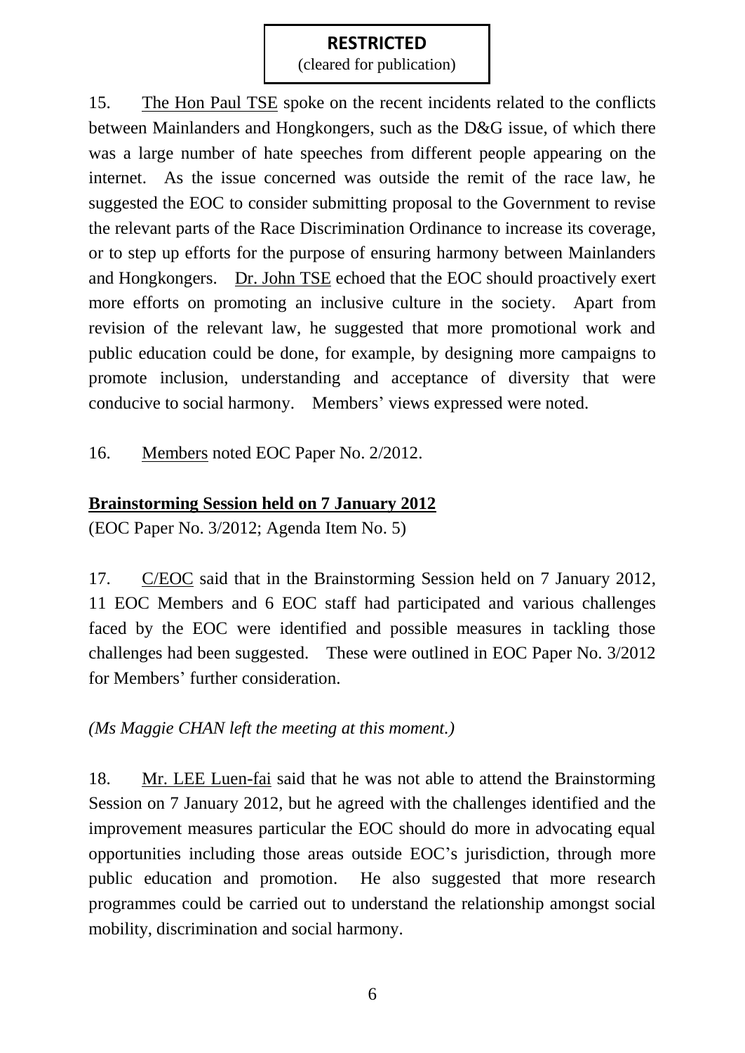**RESTRICTED**
(cleared for publication)

15. The Hon Paul TSE spoke on the recent incidents related to the conflicts between Mainlanders and Hongkongers, such as the D&G issue, of which there was a large number of hate speeches from different people appearing on the internet. As the issue concerned was outside the remit of the race law, he suggested the EOC to consider submitting proposal to the Government to revise the relevant parts of the Race Discrimination Ordinance to increase its coverage, or to step up efforts for the purpose of ensuring harmony between Mainlanders and Hongkongers. Dr. John TSE echoed that the EOC should proactively exert more efforts on promoting an inclusive culture in the society. Apart from revision of the relevant law, he suggested that more promotional work and public education could be done, for example, by designing more campaigns to promote inclusion, understanding and acceptance of diversity that were conducive to social harmony. Members' views expressed were noted.

16. Members noted EOC Paper No. 2/2012.

**Brainstorming Session held on 7 January 2012**

(EOC Paper No. 3/2012; Agenda Item No. 5)

17. C/EOC said that in the Brainstorming Session held on 7 January 2012, 11 EOC Members and 6 EOC staff had participated and various challenges faced by the EOC were identified and possible measures in tackling those challenges had been suggested. These were outlined in EOC Paper No. 3/2012 for Members' further consideration.

*(Ms Maggie CHAN left the meeting at this moment.)*

18. Mr. LEE Luen-fai said that he was not able to attend the Brainstorming Session on 7 January 2012, but he agreed with the challenges identified and the improvement measures particular the EOC should do more in advocating equal opportunities including those areas outside EOC's jurisdiction, through more public education and promotion. He also suggested that more research programmes could be carried out to understand the relationship amongst social mobility, discrimination and social harmony.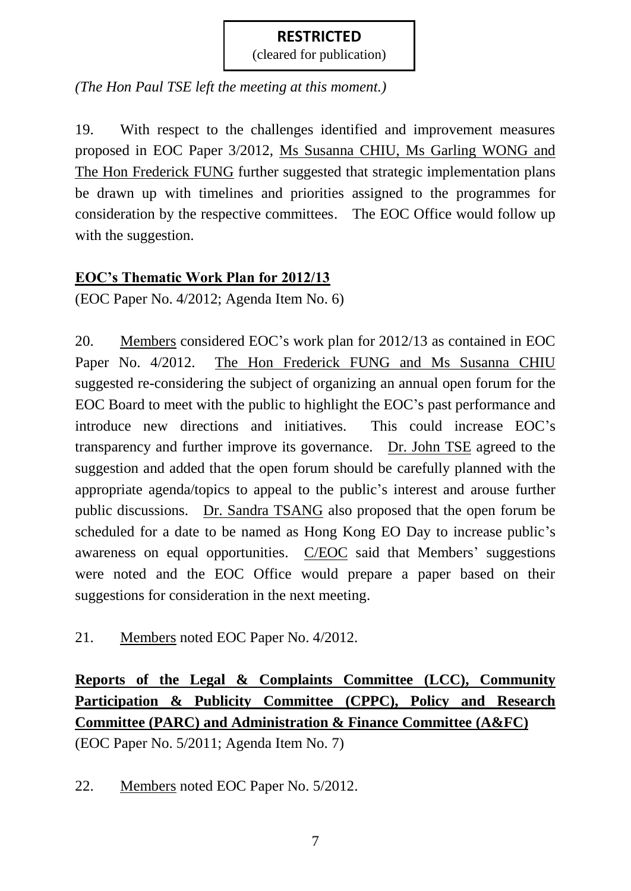**RESTRICTED**
(cleared for publication)

*(The Hon Paul TSE left the meeting at this moment.)*

19. With respect to the challenges identified and improvement measures proposed in EOC Paper 3/2012, Ms Susanna CHIU, Ms Garling WONG and The Hon Frederick FUNG further suggested that strategic implementation plans be drawn up with timelines and priorities assigned to the programmes for consideration by the respective committees. The EOC Office would follow up with the suggestion.

**EOC's Thematic Work Plan for 2012/13**

(EOC Paper No. 4/2012; Agenda Item No. 6)

20. Members considered EOC's work plan for 2012/13 as contained in EOC Paper No. 4/2012. The Hon Frederick FUNG and Ms Susanna CHIU suggested re-considering the subject of organizing an annual open forum for the EOC Board to meet with the public to highlight the EOC's past performance and introduce new directions and initiatives. This could increase EOC's transparency and further improve its governance. Dr. John TSE agreed to the suggestion and added that the open forum should be carefully planned with the appropriate agenda/topics to appeal to the public's interest and arouse further public discussions. Dr. Sandra TSANG also proposed that the open forum be scheduled for a date to be named as Hong Kong EO Day to increase public's awareness on equal opportunities. C/EOC said that Members' suggestions were noted and the EOC Office would prepare a paper based on their suggestions for consideration in the next meeting.

21. Members noted EOC Paper No. 4/2012.

**Reports of the Legal & Complaints Committee (LCC), Community Participation & Publicity Committee (CPPC), Policy and Research Committee (PARC) and Administration & Finance Committee (A&FC)**

(EOC Paper No. 5/2011; Agenda Item No. 7)

22. Members noted EOC Paper No. 5/2012.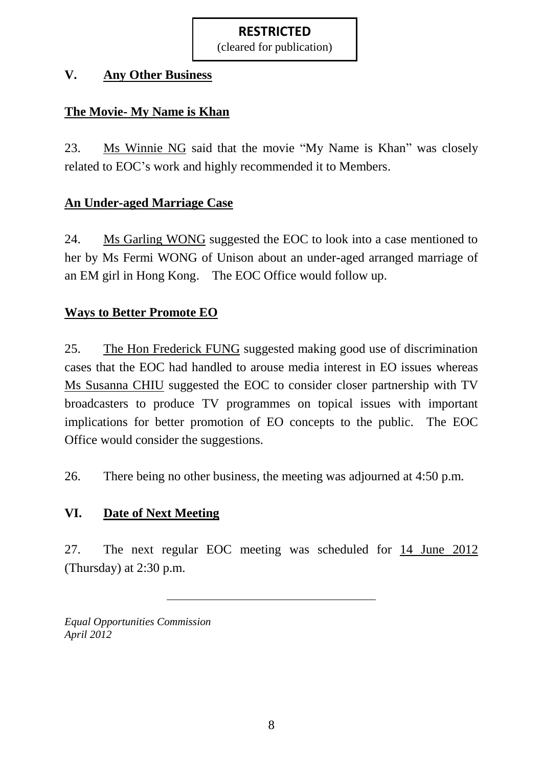**RESTRICTED**
(cleared for publication)

## V. Any Other Business

### The Movie- My Name is Khan

23. Ms Winnie NG said that the movie "My Name is Khan" was closely related to EOC's work and highly recommended it to Members.

### An Under-aged Marriage Case

24. Ms Garling WONG suggested the EOC to look into a case mentioned to her by Ms Fermi WONG of Unison about an under-aged arranged marriage of an EM girl in Hong Kong. The EOC Office would follow up.

### Ways to Better Promote EO

25. The Hon Frederick FUNG suggested making good use of discrimination cases that the EOC had handled to arouse media interest in EO issues whereas Ms Susanna CHIU suggested the EOC to consider closer partnership with TV broadcasters to produce TV programmes on topical issues with important implications for better promotion of EO concepts to the public. The EOC Office would consider the suggestions.

26. There being no other business, the meeting was adjourned at 4:50 p.m.

## VI. Date of Next Meeting

27. The next regular EOC meeting was scheduled for 14 June 2012 (Thursday) at 2:30 p.m.

---

*Equal Opportunities Commission*
*April 2012*